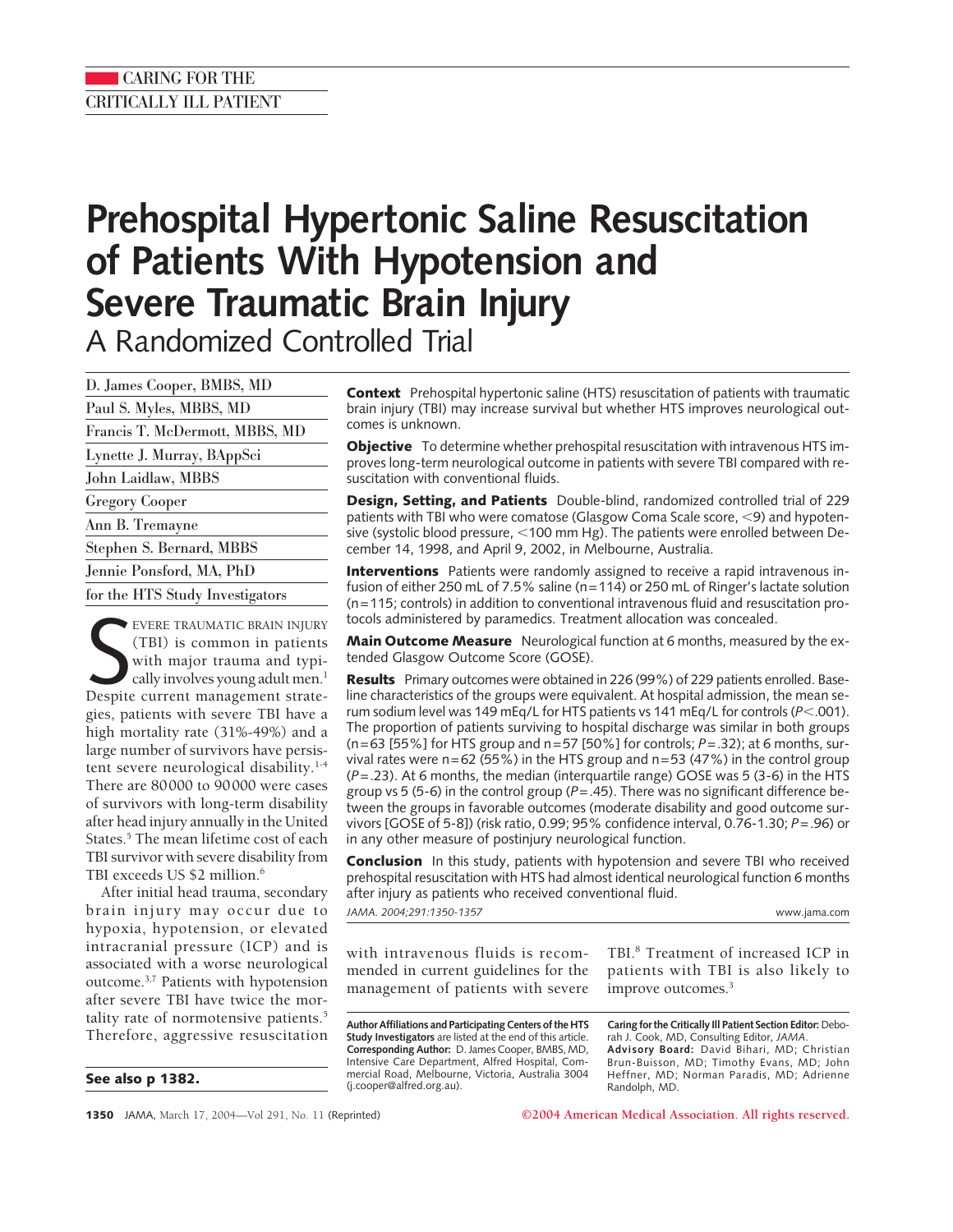CARING FOR THE CRITICALLY ILL PATIENT

# Prehospital Hypertonic Saline Resuscitation of Patients With Hypotension and Severe Traumatic Brain Injury

## A Randomized Controlled Trial

D. James Cooper, BMBS, MD
Paul S. Myles, MBBS, MD
Francis T. McDermott, MBBS, MD
Lynette J. Murray, BAppSci
John Laidlaw, MBBS
Gregory Cooper
Ann B. Tremayne
Stephen S. Bernard, MBBS
Jennie Ponsford, MA, PhD
for the HTS Study Investigators

**Context** Prehospital hypertonic saline (HTS) resuscitation of patients with traumatic brain injury (TBI) may increase survival but whether HTS improves neurological outcomes is unknown.

**Objective** To determine whether prehospital resuscitation with intravenous HTS improves long-term neurological outcome in patients with severe TBI compared with resuscitation with conventional fluids.

**Design, Setting, and Patients** Double-blind, randomized controlled trial of 229 patients with TBI who were comatose (Glasgow Coma Scale score, <9) and hypotensive (systolic blood pressure, <100 mm Hg). The patients were enrolled between December 14, 1998, and April 9, 2002, in Melbourne, Australia.

**Interventions** Patients were randomly assigned to receive a rapid intravenous infusion of either 250 mL of 7.5% saline (n=114) or 250 mL of Ringer's lactate solution (n=115; controls) in addition to conventional intravenous fluid and resuscitation protocols administered by paramedics. Treatment allocation was concealed.

**Main Outcome Measure** Neurological function at 6 months, measured by the extended Glasgow Outcome Score (GOSE).

**Results** Primary outcomes were obtained in 226 (99%) of 229 patients enrolled. Baseline characteristics of the groups were equivalent. At hospital admission, the mean serum sodium level was 149 mEq/L for HTS patients vs 141 mEq/L for controls ($P<.001$). The proportion of patients surviving to hospital discharge was similar in both groups (n=63 [55%] for HTS group and n=57 [50%] for controls; $P=.32$); at 6 months, survival rates were n=62 (55%) in the HTS group and n=53 (47%) in the control group ($P=.23$). At 6 months, the median (interquartile range) GOSE was 5 (3-6) in the HTS group vs 5 (5-6) in the control group ($P=.45$). There was no significant difference between the groups in favorable outcomes (moderate disability and good outcome survivors [GOSE of 5-8]) (risk ratio, 0.99; 95% confidence interval, 0.76-1.30; $P=.96$) or in any other measure of postinjury neurological function.

**Conclusion** In this study, patients with hypotension and severe TBI who received prehospital resuscitation with HTS had almost identical neurological function 6 months after injury as patients who received conventional fluid.

*JAMA. 2004;291:1350-1357* www.jama.com

Severe traumatic brain injury (TBI) is common in patients with major trauma and typically involves young adult men.[1] Despite current management strategies, patients with severe TBI have a high mortality rate (31%-49%) and a large number of survivors have persistent severe neurological disability.[1-4] There are 80000 to 90000 were cases of survivors with long-term disability after head injury annually in the United States.[5] The mean lifetime cost of each TBI survivor with severe disability from TBI exceeds US $2 million.[6]

After initial head trauma, secondary brain injury may occur due to hypoxia, hypotension, or elevated intracranial pressure (ICP) and is associated with a worse neurological outcome.[3,7] Patients with hypotension after severe TBI have twice the mortality rate of normotensive patients.[5] Therefore, aggressive resuscitation with intravenous fluids is recommended in current guidelines for the management of patients with severe TBI.[8] Treatment of increased ICP in patients with TBI is also likely to improve outcomes.[3]

**See also p 1382.**

**Author Affiliations and Participating Centers of the HTS Study Investigators** are listed at the end of this article.
**Corresponding Author:** D. James Cooper, BMBS, MD, Intensive Care Department, Alfred Hospital, Commercial Road, Melbourne, Victoria, Australia 3004 (j.cooper@alfred.org.au).

**Caring for the Critically Ill Patient Section Editor:** Deborah J. Cook, MD, Consulting Editor, *JAMA*.
**Advisory Board:** David Bihari, MD; Christian Brun-Buisson, MD; Timothy Evans, MD; John Heffner, MD; Norman Paradis, MD; Adrienne Randolph, MD.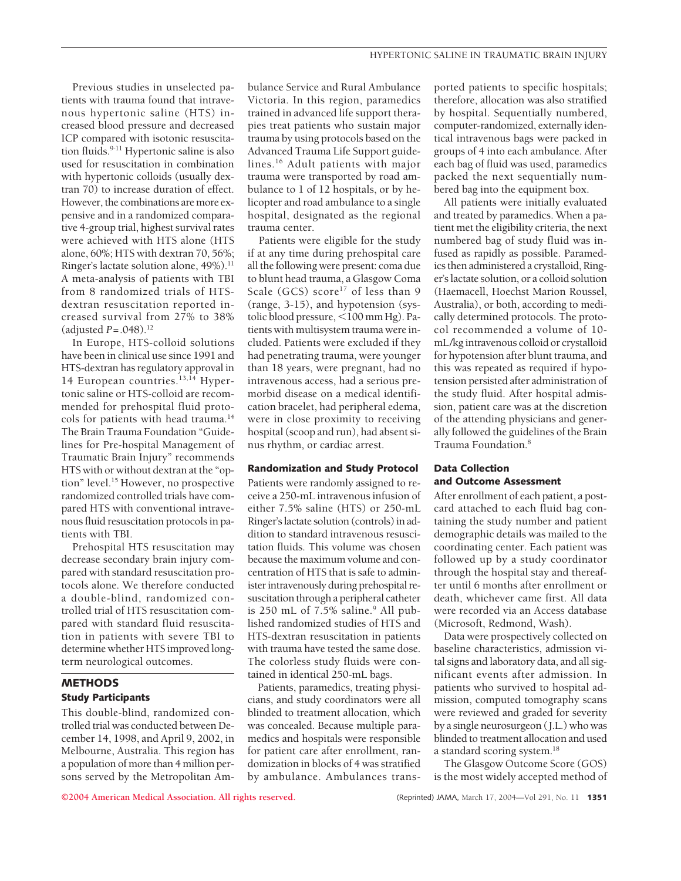Previous studies in unselected patients with trauma found that intravenous hypertonic saline (HTS) increased blood pressure and decreased ICP compared with isotonic resuscitation fluids.[9-11] Hypertonic saline is also used for resuscitation in combination with hypertonic colloids (usually dextran 70) to increase duration of effect. However, the combinations are more expensive and in a randomized comparative 4-group trial, highest survival rates were achieved with HTS alone (HTS alone, 60%; HTS with dextran 70, 56%; Ringer's lactate solution alone, 49%).[11] A meta-analysis of patients with TBI from 8 randomized trials of HTS-dextran resuscitation reported increased survival from 27% to 38% (adjusted $P = .048$).[12]

In Europe, HTS-colloid solutions have been in clinical use since 1991 and HTS-dextran has regulatory approval in 14 European countries.[13,14] Hypertonic saline or HTS-colloid are recommended for prehospital fluid protocols for patients with head trauma.[14] The Brain Trauma Foundation "Guidelines for Pre-hospital Management of Traumatic Brain Injury" recommends HTS with or without dextran at the "option" level.[15] However, no prospective randomized controlled trials have compared HTS with conventional intravenous fluid resuscitation protocols in patients with TBI.

Prehospital HTS resuscitation may decrease secondary brain injury compared with standard resuscitation protocols alone. We therefore conducted a double-blind, randomized controlled trial of HTS resuscitation compared with standard fluid resuscitation in patients with severe TBI to determine whether HTS improved long-term neurological outcomes.

## METHODS

### Study Participants

This double-blind, randomized controlled trial was conducted between December 14, 1998, and April 9, 2002, in Melbourne, Australia. This region has a population of more than 4 million persons served by the Metropolitan Ambulance Service and Rural Ambulance Victoria. In this region, paramedics trained in advanced life support therapies treat patients who sustain major trauma by using protocols based on the Advanced Trauma Life Support guidelines.[16] Adult patients with major trauma were transported by road ambulance to 1 of 12 hospitals, or by helicopter and road ambulance to a single hospital, designated as the regional trauma center.

Patients were eligible for the study if at any time during prehospital care all the following were present: coma due to blunt head trauma, a Glasgow Coma Scale (GCS) score[17] of less than 9 (range, 3-15), and hypotension (systolic blood pressure, <100 mm Hg). Patients with multisystem trauma were included. Patients were excluded if they had penetrating trauma, were younger than 18 years, were pregnant, had no intravenous access, had a serious premorbid disease on a medical identification bracelet, had peripheral edema, were in close proximity to receiving hospital (scoop and run), had absent sinus rhythm, or cardiac arrest.

### Randomization and Study Protocol

Patients were randomly assigned to receive a 250-mL intravenous infusion of either 7.5% saline (HTS) or 250-mL Ringer's lactate solution (controls) in addition to standard intravenous resuscitation fluids. This volume was chosen because the maximum volume and concentration of HTS that is safe to administer intravenously during prehospital resuscitation through a peripheral catheter is 250 mL of 7.5% saline.[9] All published randomized studies of HTS and HTS-dextran resuscitation in patients with trauma have tested the same dose. The colorless study fluids were contained in identical 250-mL bags.

Patients, paramedics, treating physicians, and study coordinators were all blinded to treatment allocation, which was concealed. Because multiple paramedics and hospitals were responsible for patient care after enrollment, randomization in blocks of 4 was stratified by ambulance. Ambulances transported patients to specific hospitals; therefore, allocation was also stratified by hospital. Sequentially numbered, computer-randomized, externally identical intravenous bags were packed in groups of 4 into each ambulance. After each bag of fluid was used, paramedics packed the next sequentially numbered bag into the equipment box.

All patients were initially evaluated and treated by paramedics. When a patient met the eligibility criteria, the next numbered bag of study fluid was infused as rapidly as possible. Paramedics then administered a crystalloid, Ringer's lactate solution, or a colloid solution (Haemacell, Hoechst Marion Roussel, Australia), or both, according to medically determined protocols. The protocol recommended a volume of 10-mL/kg intravenous colloid or crystalloid for hypotension after blunt trauma, and this was repeated as required if hypotension persisted after administration of the study fluid. After hospital admission, patient care was at the discretion of the attending physicians and generally followed the guidelines of the Brain Trauma Foundation.[8]

### Data Collection and Outcome Assessment

After enrollment of each patient, a postcard attached to each fluid bag containing the study number and patient demographic details was mailed to the coordinating center. Each patient was followed up by a study coordinator through the hospital stay and thereafter until 6 months after enrollment or death, whichever came first. All data were recorded via an Access database (Microsoft, Redmond, Wash).

Data were prospectively collected on baseline characteristics, admission vital signs and laboratory data, and all significant events after admission. In patients who survived to hospital admission, computed tomography scans were reviewed and graded for severity by a single neurosurgeon (J.L.) who was blinded to treatment allocation and used a standard scoring system.[18]

The Glasgow Outcome Score (GOS) is the most widely accepted method of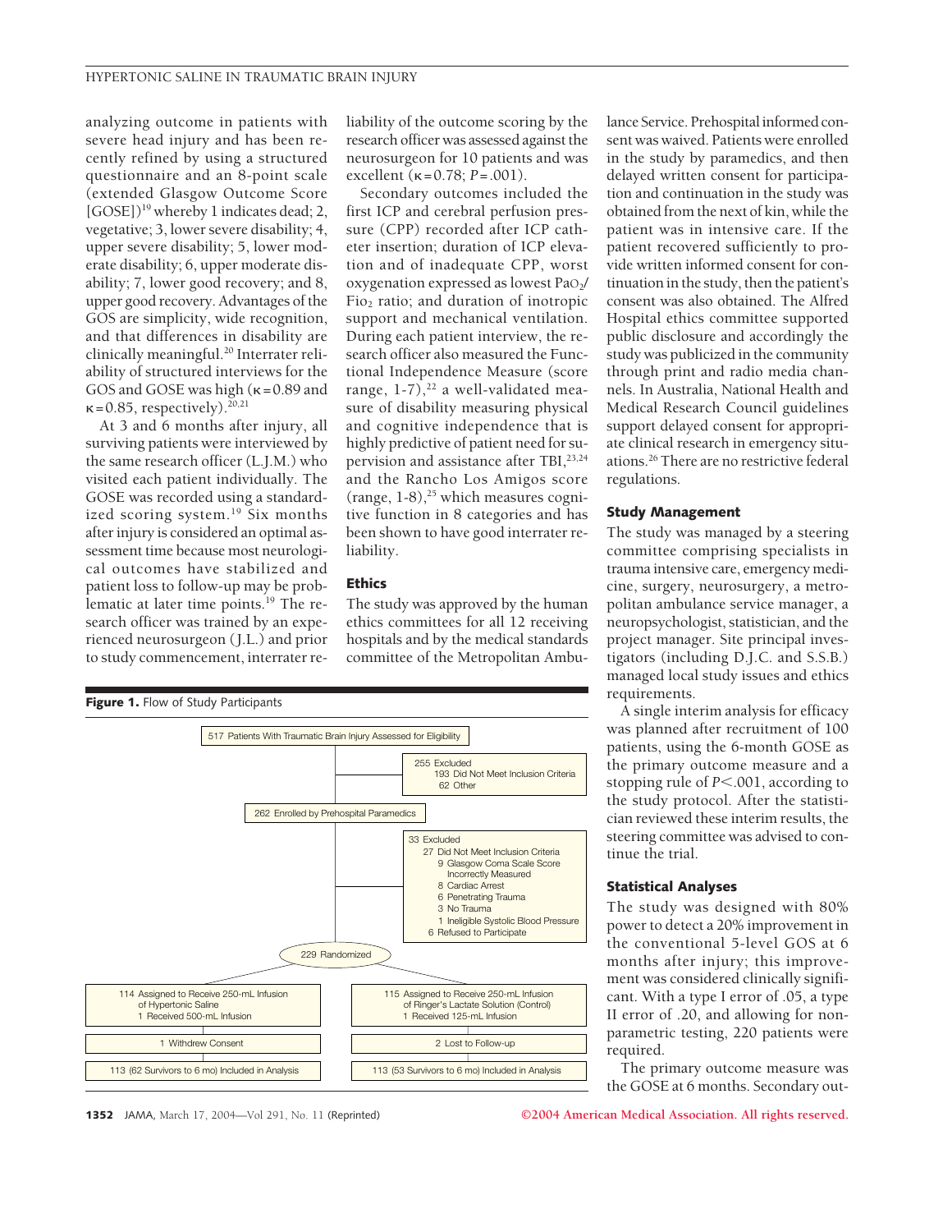analyzing outcome in patients with severe head injury and has been recently refined by using a structured questionnaire and an 8-point scale (extended Glasgow Outcome Score [GOSE])[19] whereby 1 indicates dead; 2, vegetative; 3, lower severe disability; 4, upper severe disability; 5, lower moderate disability; 6, upper moderate disability; 7, lower good recovery; and 8, upper good recovery. Advantages of the GOS are simplicity, wide recognition, and that differences in disability are clinically meaningful.[20] Interrater reliability of structured interviews for the GOS and GOSE was high ($\kappa$=0.89 and $\kappa$=0.85, respectively).[20,21]

At 3 and 6 months after injury, all surviving patients were interviewed by the same research officer (L.J.M.) who visited each patient individually. The GOSE was recorded using a standardized scoring system.[19] Six months after injury is considered an optimal assessment time because most neurological outcomes have stabilized and patient loss to follow-up may be problematic at later time points.[19] The research officer was trained by an experienced neurosurgeon (J.L.) and prior to study commencement, interrater reliability of the outcome scoring by the research officer was assessed against the neurosurgeon for 10 patients and was excellent ($\kappa$=0.78; $P$=.001).

Secondary outcomes included the first ICP and cerebral perfusion pressure (CPP) recorded after ICP catheter insertion; duration of ICP elevation and of inadequate CPP, worst oxygenation expressed as lowest $PaO_2/FIO_2$ ratio; and duration of inotropic support and mechanical ventilation. During each patient interview, the research officer also measured the Functional Independence Measure (score range, 1-7),[22] a well-validated measure of disability measuring physical and cognitive independence that is highly predictive of patient need for supervision and assistance after TBI,[23,24] and the Rancho Los Amigos score (range, 1-8),[25] which measures cognitive function in 8 categories and has been shown to have good interrater reliability.

## Ethics

The study was approved by the human ethics committees for all 12 receiving hospitals and by the medical standards committee of the Metropolitan Ambulance Service. Prehospital informed consent was waived. Patients were enrolled in the study by paramedics, and then delayed written consent for participation and continuation in the study was obtained from the next of kin, while the patient was in intensive care. If the patient recovered sufficiently to provide written informed consent for continuation in the study, then the patient's consent was also obtained. The Alfred Hospital ethics committee supported public disclosure and accordingly the study was publicized in the community through print and radio media channels. In Australia, National Health and Medical Research Council guidelines support delayed consent for appropriate clinical research in emergency situations.[26] There are no restrictive federal regulations.

## Study Management

The study was managed by a steering committee comprising specialists in trauma intensive care, emergency medicine, surgery, neurosurgery, a metropolitan ambulance service manager, a neuropsychologist, statistician, and the project manager. Site principal investigators (including D.J.C. and S.S.B.) managed local study issues and ethics requirements.

A single interim analysis for efficacy was planned after recruitment of 100 patients, using the 6-month GOSE as the primary outcome measure and a stopping rule of $P<.001$, according to the study protocol. After the statistician reviewed these interim results, the steering committee was advised to continue the trial.

## Statistical Analyses

The study was designed with 80% power to detect a 20% improvement in the conventional 5-level GOS at 6 months after injury; this improvement was considered clinically significant. With a type I error of .05, a type II error of .20, and allowing for nonparametric testing, 220 patients were required.

The primary outcome measure was the GOSE at 6 months. Secondary out-

**Figure 1.** Flow of Study Participants

517 Patients With Traumatic Brain Injury Assessed for Eligibility

255 Excluded
- 193 Did Not Meet Inclusion Criteria
- 62 Other

262 Enrolled by Prehospital Paramedics

33 Excluded
- 27 Did Not Meet Inclusion Criteria
  - 9 Glasgow Coma Scale Score Incorrectly Measured
  - 8 Cardiac Arrest
  - 6 Penetrating Trauma
  - 3 No Trauma
  - 1 Ineligible Systolic Blood Pressure
- 6 Refused to Participate

229 Randomized

| Hypertonic saline | Control |
|---|---|
| 114 Assigned to Receive 250-mL Infusion of Hypertonic Saline; 1 Received 500-mL Infusion | 115 Assigned to Receive 250-mL Infusion of Ringer's Lactate Solution (Control); 1 Received 125-mL Infusion |
| 1 Withdrew Consent | 2 Lost to Follow-up |
| 113 (62 Survivors to 6 mo) Included in Analysis | 113 (53 Survivors to 6 mo) Included in Analysis |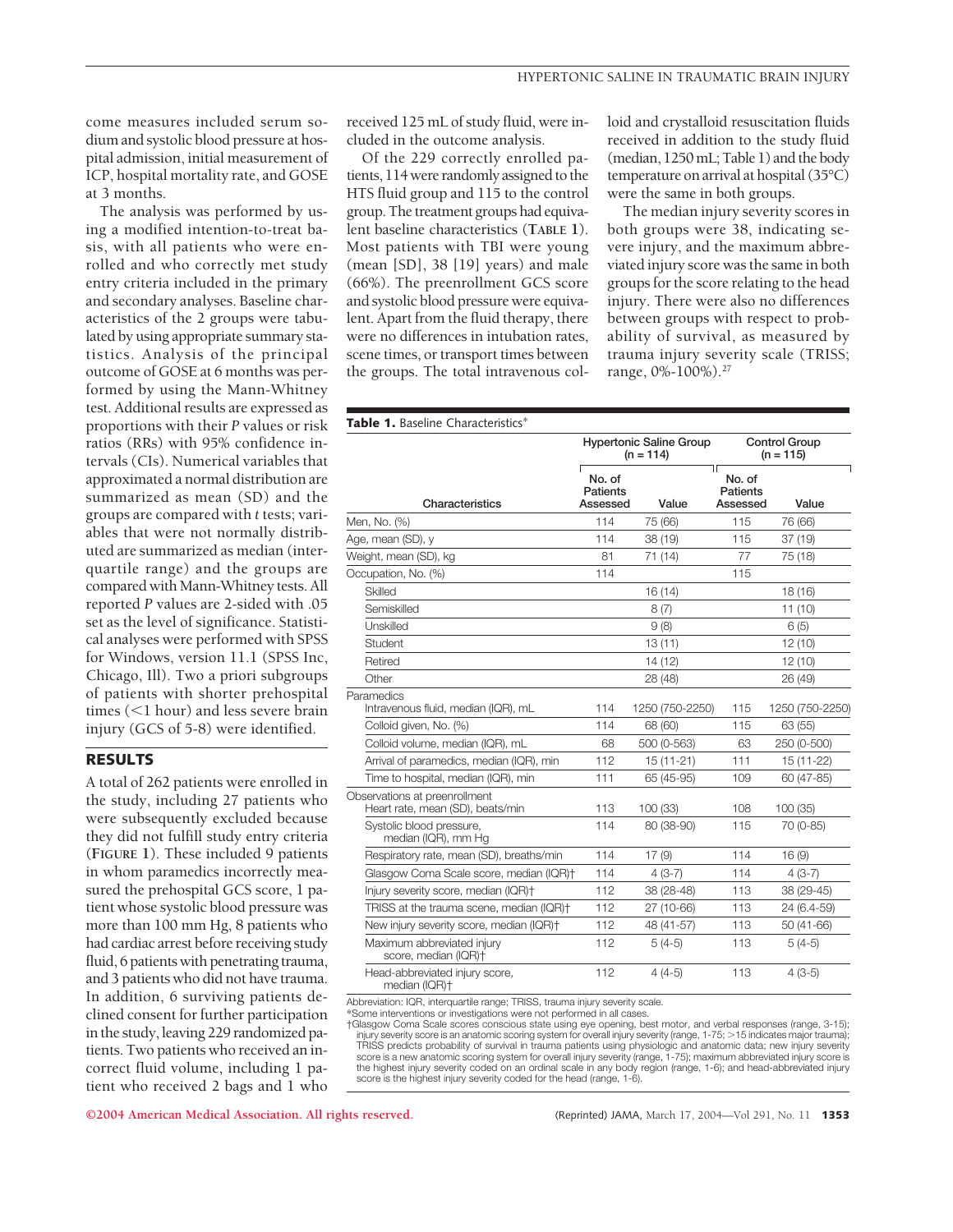come measures included serum sodium and systolic blood pressure at hospital admission, initial measurement of ICP, hospital mortality rate, and GOSE at 3 months.

The analysis was performed by using a modified intention-to-treat basis, with all patients who were enrolled and who correctly met study entry criteria included in the primary and secondary analyses. Baseline characteristics of the 2 groups were tabulated by using appropriate summary statistics. Analysis of the principal outcome of GOSE at 6 months was performed by using the Mann-Whitney test. Additional results are expressed as proportions with their *P* values or risk ratios (RRs) with 95% confidence intervals (CIs). Numerical variables that approximated a normal distribution are summarized as mean (SD) and the groups are compared with *t* tests; variables that were not normally distributed are summarized as median (interquartile range) and the groups are compared with Mann-Whitney tests. All reported *P* values are 2-sided with .05 set as the level of significance. Statistical analyses were performed with SPSS for Windows, version 11.1 (SPSS Inc, Chicago, Ill). Two a priori subgroups of patients with shorter prehospital times (<1 hour) and less severe brain injury (GCS of 5-8) were identified.

## RESULTS

A total of 262 patients were enrolled in the study, including 27 patients who were subsequently excluded because they did not fulfill study entry criteria (**FIGURE 1**). These included 9 patients in whom paramedics incorrectly measured the prehospital GCS score, 1 patient whose systolic blood pressure was more than 100 mm Hg, 8 patients who had cardiac arrest before receiving study fluid, 6 patients with penetrating trauma, and 3 patients who did not have trauma. In addition, 6 surviving patients declined consent for further participation in the study, leaving 229 randomized patients. Two patients who received an incorrect fluid volume, including 1 patient who received 2 bags and 1 who received 125 mL of study fluid, were included in the outcome analysis.

Of the 229 correctly enrolled patients, 114 were randomly assigned to the HTS fluid group and 115 to the control group. The treatment groups had equivalent baseline characteristics (**TABLE 1**). Most patients with TBI were young (mean [SD], 38 [19] years) and male (66%). The preenrollment GCS score and systolic blood pressure were equivalent. Apart from the fluid therapy, there were no differences in intubation rates, scene times, or transport times between the groups. The total intravenous colloid and crystalloid resuscitation fluids received in addition to the study fluid (median, 1250 mL; Table 1) and the body temperature on arrival at hospital (35°C) were the same in both groups.

The median injury severity scores in both groups were 38, indicating severe injury, and the maximum abbreviated injury score was the same in both groups for the score relating to the head injury. There were also no differences between groups with respect to probability of survival, as measured by trauma injury severity scale (TRISS; range, 0%-100%).[27]

**Table 1.** Baseline Characteristics*

| Characteristics | Hypertonic Saline Group (n = 114) | | Control Group (n = 115) | |
|---|---|---|---|---|
| | No. of Patients Assessed | Value | No. of Patients Assessed | Value |
| Men, No. (%) | 114 | 75 (66) | 115 | 76 (66) |
| Age, mean (SD), y | 114 | 38 (19) | 115 | 37 (19) |
| Weight, mean (SD), kg | 81 | 71 (14) | 77 | 75 (18) |
| Occupation, No. (%) | 114 | | 115 | |
| Skilled | | 16 (14) | | 18 (16) |
| Semiskilled | | 8 (7) | | 11 (10) |
| Unskilled | | 9 (8) | | 6 (5) |
| Student | | 13 (11) | | 12 (10) |
| Retired | | 14 (12) | | 12 (10) |
| Other | | 28 (48) | | 26 (49) |
| Paramedics<br>Intravenous fluid, median (IQR), mL | 114 | 1250 (750-2250) | 115 | 1250 (750-2250) |
| Colloid given, No. (%) | 114 | 68 (60) | 115 | 63 (55) |
| Colloid volume, median (IQR), mL | 68 | 500 (0-563) | 63 | 250 (0-500) |
| Arrival of paramedics, median (IQR), min | 112 | 15 (11-21) | 111 | 15 (11-22) |
| Time to hospital, median (IQR), min | 111 | 65 (45-95) | 109 | 60 (47-85) |
| Observations at preenrollment<br>Heart rate, mean (SD), beats/min | 113 | 100 (33) | 108 | 100 (35) |
| Systolic blood pressure, median (IQR), mm Hg | 114 | 80 (38-90) | 115 | 70 (0-85) |
| Respiratory rate, mean (SD), breaths/min | 114 | 17 (9) | 114 | 16 (9) |
| Glasgow Coma Scale score, median (IQR)† | 114 | 4 (3-7) | 114 | 4 (3-7) |
| Injury severity score, median (IQR)† | 112 | 38 (28-48) | 113 | 38 (29-45) |
| TRISS at the trauma scene, median (IQR)† | 112 | 27 (10-66) | 113 | 24 (6.4-59) |
| New injury severity score, median (IQR)† | 112 | 48 (41-57) | 113 | 50 (41-66) |
| Maximum abbreviated injury score, median (IQR)† | 112 | 5 (4-5) | 113 | 5 (4-5) |
| Head-abbreviated injury score, median (IQR)† | 112 | 4 (4-5) | 113 | 4 (3-5) |

Abbreviation: IQR, interquartile range; TRISS, trauma injury severity scale.
*Some interventions or investigations were not performed in all cases.
†Glasgow Coma Scale scores conscious state using eye opening, best motor, and verbal responses (range, 3-15); injury severity score is an anatomic scoring system for overall injury severity (range, 1-75; >15 indicates major trauma); TRISS predicts probability of survival in trauma patients using physiologic and anatomic data; new injury severity score is a new anatomic scoring system for overall injury severity (range, 1-75); maximum abbreviated injury score is the highest injury severity coded on an ordinal scale in any body region (range, 1-6); and head-abbreviated injury score is the highest injury severity coded for the head (range, 1-6).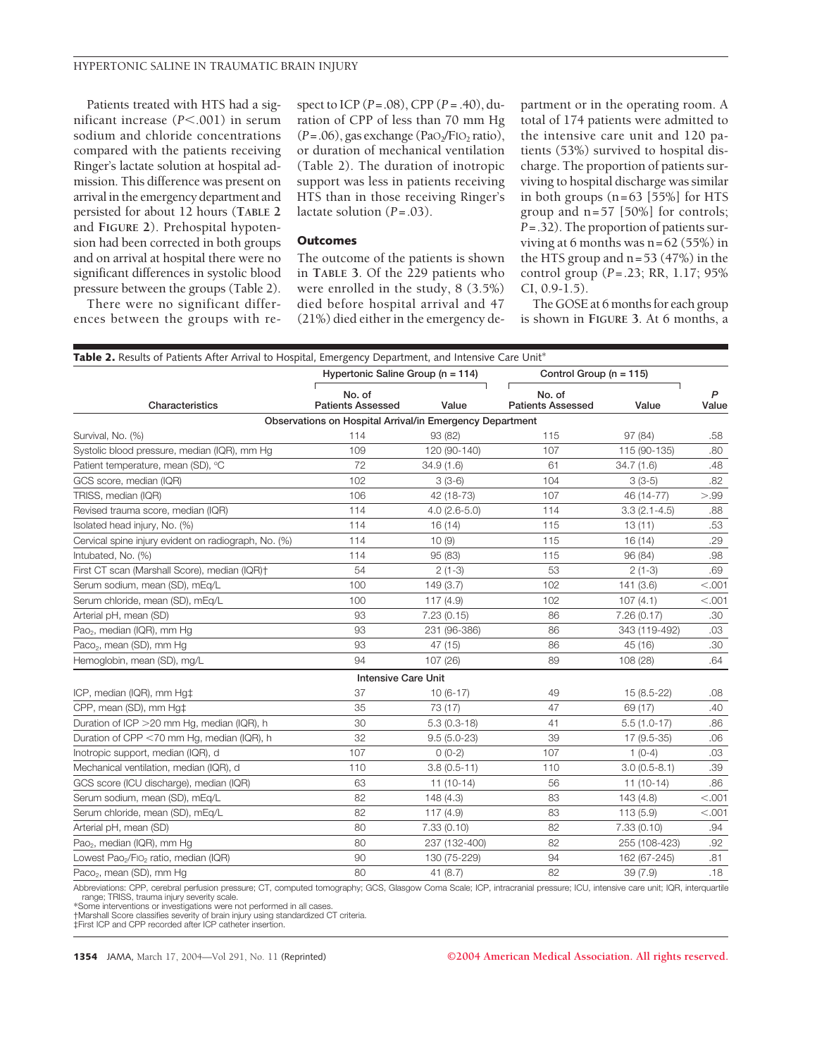Patients treated with HTS had a significant increase ($P<.001$) in serum sodium and chloride concentrations compared with the patients receiving Ringer's lactate solution at hospital admission. This difference was present on arrival in the emergency department and persisted for about 12 hours (**TABLE 2** and **FIGURE 2**). Prehospital hypotension had been corrected in both groups and on arrival at hospital there were no significant differences in systolic blood pressure between the groups (Table 2).

There were no significant differences between the groups with respect to ICP ($P=.08$), CPP ($P=.40$), duration of CPP of less than 70 mm Hg ($P=.06$), gas exchange ($PaO_2/FIO_2$ ratio), or duration of mechanical ventilation (Table 2). The duration of inotropic support was less in patients receiving HTS than in those receiving Ringer's lactate solution ($P=.03$).

### Outcomes

The outcome of the patients is shown in **TABLE 3**. Of the 229 patients who were enrolled in the study, 8 (3.5%) died before hospital arrival and 47 (21%) died either in the emergency department or in the operating room. A total of 174 patients were admitted to the intensive care unit and 120 patients (53%) survived to hospital discharge. The proportion of patients surviving to hospital discharge was similar in both groups (n=63 [55%] for HTS group and n=57 [50%] for controls; $P=.32$). The proportion of patients surviving at 6 months was n=62 (55%) in the HTS group and n=53 (47%) in the control group ($P=.23$; RR, 1.17; 95% CI, 0.9-1.5).

The GOSE at 6 months for each group is shown in **FIGURE 3**. At 6 months, a

**Table 2.** Results of Patients After Arrival to Hospital, Emergency Department, and Intensive Care Unit*

| | Hypertonic Saline Group (n = 114) | | Control Group (n = 115) | | |
|---|---|---|---|---|---|
| Characteristics | No. of Patients Assessed | Value | No. of Patients Assessed | Value | P Value |
| **Observations on Hospital Arrival/in Emergency Department** | | | | | |
| Survival, No. (%) | 114 | 93 (82) | 115 | 97 (84) | .58 |
| Systolic blood pressure, median (IQR), mm Hg | 109 | 120 (90-140) | 107 | 115 (90-135) | .80 |
| Patient temperature, mean (SD), °C | 72 | 34.9 (1.6) | 61 | 34.7 (1.6) | .48 |
| GCS score, median (IQR) | 102 | 3 (3-6) | 104 | 3 (3-5) | .82 |
| TRISS, median (IQR) | 106 | 42 (18-73) | 107 | 46 (14-77) | >.99 |
| Revised trauma score, median (IQR) | 114 | 4.0 (2.6-5.0) | 114 | 3.3 (2.1-4.5) | .88 |
| Isolated head injury, No. (%) | 114 | 16 (14) | 115 | 13 (11) | .53 |
| Cervical spine injury evident on radiograph, No. (%) | 114 | 10 (9) | 115 | 16 (14) | .29 |
| Intubated, No. (%) | 114 | 95 (83) | 115 | 96 (84) | .98 |
| First CT scan (Marshall Score), median (IQR)† | 54 | 2 (1-3) | 53 | 2 (1-3) | .69 |
| Serum sodium, mean (SD), mEq/L | 100 | 149 (3.7) | 102 | 141 (3.6) | <.001 |
| Serum chloride, mean (SD), mEq/L | 100 | 117 (4.9) | 102 | 107 (4.1) | <.001 |
| Arterial pH, mean (SD) | 93 | 7.23 (0.15) | 86 | 7.26 (0.17) | .30 |
| $Pao_2$, median (IQR), mm Hg | 93 | 231 (96-386) | 86 | 343 (119-492) | .03 |
| $Paco_2$, mean (SD), mm Hg | 93 | 47 (15) | 86 | 45 (16) | .30 |
| Hemoglobin, mean (SD), mg/L | 94 | 107 (26) | 89 | 108 (28) | .64 |
| **Intensive Care Unit** | | | | | |
| ICP, median (IQR), mm Hg‡ | 37 | 10 (6-17) | 49 | 15 (8.5-22) | .08 |
| CPP, mean (SD), mm Hg‡ | 35 | 73 (17) | 47 | 69 (17) | .40 |
| Duration of ICP >20 mm Hg, median (IQR), h | 30 | 5.3 (0.3-18) | 41 | 5.5 (1.0-17) | .86 |
| Duration of CPP <70 mm Hg, median (IQR), h | 32 | 9.5 (5.0-23) | 39 | 17 (9.5-35) | .06 |
| Inotropic support, median (IQR), d | 107 | 0 (0-2) | 107 | 1 (0-4) | .03 |
| Mechanical ventilation, median (IQR), d | 110 | 3.8 (0.5-11) | 110 | 3.0 (0.5-8.1) | .39 |
| GCS score (ICU discharge), median (IQR) | 63 | 11 (10-14) | 56 | 11 (10-14) | .86 |
| Serum sodium, mean (SD), mEq/L | 82 | 148 (4.3) | 83 | 143 (4.8) | <.001 |
| Serum chloride, mean (SD), mEq/L | 82 | 117 (4.9) | 83 | 113 (5.9) | <.001 |
| Arterial pH, mean (SD) | 80 | 7.33 (0.10) | 82 | 7.33 (0.10) | .94 |
| $Pao_2$, median (IQR), mm Hg | 80 | 237 (132-400) | 82 | 255 (108-423) | .92 |
| Lowest $Pao_2/Fio_2$ ratio, median (IQR) | 90 | 130 (75-229) | 94 | 162 (67-245) | .81 |
| $Paco_2$, mean (SD), mm Hg | 80 | 41 (8.7) | 82 | 39 (7.9) | .18 |

Abbreviations: CPP, cerebral perfusion pressure; CT, computed tomography; GCS, Glasgow Coma Scale; ICP, intracranial pressure; ICU, intensive care unit; IQR, interquartile range; TRISS, trauma injury severity scale.
*Some interventions or investigations were not performed in all cases.
†Marshall Score classifies severity of brain injury using standardized CT criteria.
‡First ICP and CPP recorded after ICP catheter insertion.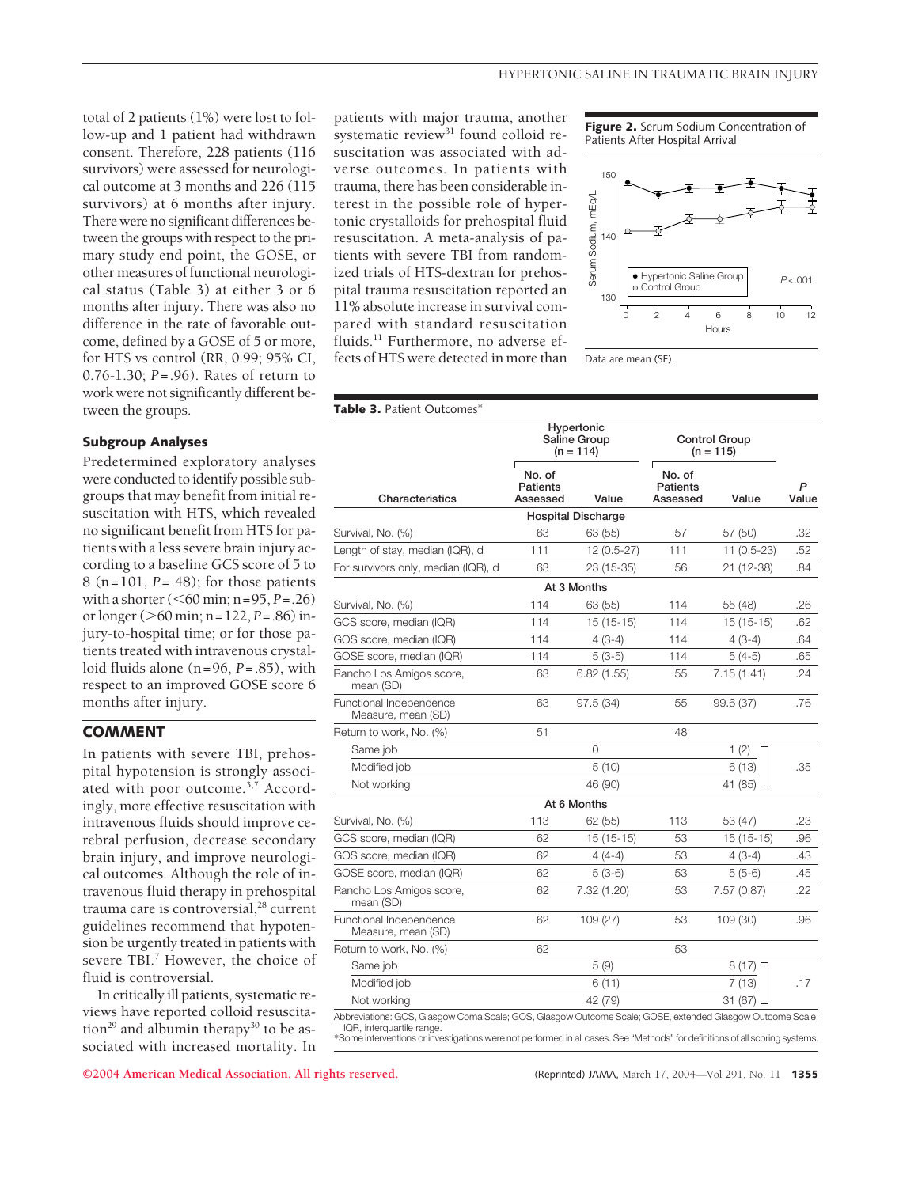total of 2 patients (1%) were lost to follow-up and 1 patient had withdrawn consent. Therefore, 228 patients (116 survivors) were assessed for neurological outcome at 3 months and 226 (115 survivors) at 6 months after injury. There were no significant differences between the groups with respect to the primary study end point, the GOSE, or other measures of functional neurological status (Table 3) at either 3 or 6 months after injury. There was also no difference in the rate of favorable outcome, defined by a GOSE of 5 or more, for HTS vs control (RR, 0.99; 95% CI, 0.76-1.30; *P*=.96). Rates of return to work were not significantly different between the groups.

### Subgroup Analyses

Predetermined exploratory analyses were conducted to identify possible subgroups that may benefit from initial resuscitation with HTS, which revealed no significant benefit from HTS for patients with a less severe brain injury according to a baseline GCS score of 5 to 8 (n=101, *P*=.48); for those patients with a shorter (<60 min; n=95, *P*=.26) or longer (>60 min; n=122, *P*=.86) injury-to-hospital time; or for those patients treated with intravenous crystalloid fluids alone (n=96, *P*=.85), with respect to an improved GOSE score 6 months after injury.

## COMMENT

In patients with severe TBI, prehospital hypotension is strongly associated with poor outcome.[3,7] Accordingly, more effective resuscitation with intravenous fluids should improve cerebral perfusion, decrease secondary brain injury, and improve neurological outcomes. Although the role of intravenous fluid therapy in prehospital trauma care is controversial,[28] current guidelines recommend that hypotension be urgently treated in patients with severe TBI.[7] However, the choice of fluid is controversial.

In critically ill patients, systematic reviews have reported colloid resuscitation[29] and albumin therapy[30] to be associated with increased mortality. In patients with major trauma, another systematic review[31] found colloid resuscitation was associated with adverse outcomes. In patients with trauma, there has been considerable interest in the possible role of hypertonic crystalloids for prehospital fluid resuscitation. A meta-analysis of patients with severe TBI from randomized trials of HTS-dextran for prehospital trauma resuscitation reported an 11% absolute increase in survival compared with standard resuscitation fluids.[11] Furthermore, no adverse effects of HTS were detected in more than

**Figure 2.** Serum Sodium Concentration of Patients After Hospital Arrival

Data are mean (SE).

**Table 3.** Patient Outcomes*

| Characteristics | Hypertonic Saline Group (n = 114) | | Control Group (n = 115) | | P Value |
|---|---|---|---|---|---|
| | No. of Patients Assessed | Value | No. of Patients Assessed | Value | |
| **Hospital Discharge** | | | | | |
| Survival, No. (%) | 63 | 63 (55) | 57 | 57 (50) | .32 |
| Length of stay, median (IQR), d | 111 | 12 (0.5-27) | 111 | 11 (0.5-23) | .52 |
| For survivors only, median (IQR), d | 63 | 23 (15-35) | 56 | 21 (12-38) | .84 |
| **At 3 Months** | | | | | |
| Survival, No. (%) | 114 | 63 (55) | 114 | 55 (48) | .26 |
| GCS score, median (IQR) | 114 | 15 (15-15) | 114 | 15 (15-15) | .62 |
| GOS score, median (IQR) | 114 | 4 (3-4) | 114 | 4 (3-4) | .64 |
| GOSE score, median (IQR) | 114 | 5 (3-5) | 114 | 5 (4-5) | .65 |
| Rancho Los Amigos score, mean (SD) | 63 | 6.82 (1.55) | 55 | 7.15 (1.41) | .24 |
| Functional Independence Measure, mean (SD) | 63 | 97.5 (34) | 55 | 99.6 (37) | .76 |
| Return to work, No. (%) | 51 | | 48 | | |
| Same job | | 0 | | 1 (2) | .35 |
| Modified job | | 5 (10) | | 6 (13) | |
| Not working | | 46 (90) | | 41 (85) | |
| **At 6 Months** | | | | | |
| Survival, No. (%) | 113 | 62 (55) | 113 | 53 (47) | .23 |
| GCS score, median (IQR) | 62 | 15 (15-15) | 53 | 15 (15-15) | .96 |
| GOS score, median (IQR) | 62 | 4 (4-4) | 53 | 4 (3-4) | .43 |
| GOSE score, median (IQR) | 62 | 5 (3-6) | 53 | 5 (5-6) | .45 |
| Rancho Los Amigos score, mean (SD) | 62 | 7.32 (1.20) | 53 | 7.57 (0.87) | .22 |
| Functional Independence Measure, mean (SD) | 62 | 109 (27) | 53 | 109 (30) | .96 |
| Return to work, No. (%) | 62 | | 53 | | |
| Same job | | 5 (9) | | 8 (17) | .17 |
| Modified job | | 6 (11) | | 7 (13) | |
| Not working | | 42 (79) | | 31 (67) | |

Abbreviations: GCS, Glasgow Coma Scale; GOS, Glasgow Outcome Scale; GOSE, extended Glasgow Outcome Scale; IQR, interquartile range.
*Some interventions or investigations were not performed in all cases. See "Methods" for definitions of all scoring systems.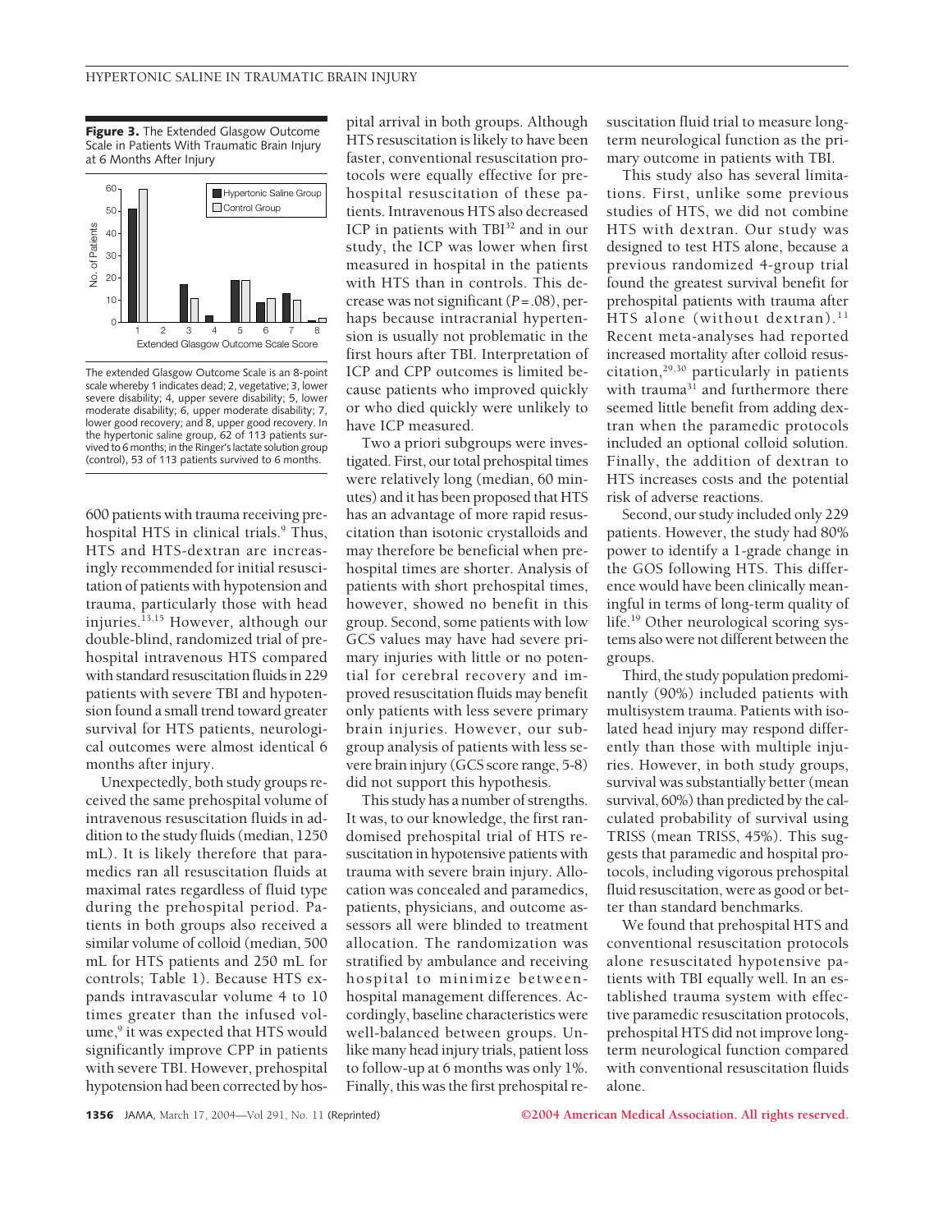**Figure 3.** The Extended Glasgow Outcome Scale in Patients With Traumatic Brain Injury at 6 Months After Injury

The extended Glasgow Outcome Scale is an 8-point scale whereby 1 indicates dead; 2, vegetative; 3, lower severe disability; 4, upper severe disability; 5, lower moderate disability; 6, upper moderate disability; 7, lower good recovery; and 8, upper good recovery. In the hypertonic saline group, 62 of 113 patients survived to 6 months; in the Ringer's lactate solution group (control), 53 of 113 patients survived to 6 months.

600 patients with trauma receiving prehospital HTS in clinical trials.[9] Thus, HTS and HTS-dextran are increasingly recommended for initial resuscitation of patients with hypotension and trauma, particularly those with head injuries.[13,15] However, although our double-blind, randomized trial of prehospital intravenous HTS compared with standard resuscitation fluids in 229 patients with severe TBI and hypotension found a small trend toward greater survival for HTS patients, neurological outcomes were almost identical 6 months after injury.

Unexpectedly, both study groups received the same prehospital volume of intravenous resuscitation fluids in addition to the study fluids (median, 1250 mL). It is likely therefore that paramedics ran all resuscitation fluids at maximal rates regardless of fluid type during the prehospital period. Patients in both groups also received a similar volume of colloid (median, 500 mL for HTS patients and 250 mL for controls; Table 1). Because HTS expands intravascular volume 4 to 10 times greater than the infused volume,[9] it was expected that HTS would significantly improve CPP in patients with severe TBI. However, prehospital hypotension had been corrected by hospital arrival in both groups. Although HTS resuscitation is likely to have been faster, conventional resuscitation protocols were equally effective for prehospital resuscitation of these patients. Intravenous HTS also decreased ICP in patients with TBI[32] and in our study, the ICP was lower when first measured in hospital in the patients with HTS than in controls. This decrease was not significant ($P=.08$), perhaps because intracranial hypertension is usually not problematic in the first hours after TBI. Interpretation of ICP and CPP outcomes is limited because patients who improved quickly or who died quickly were unlikely to have ICP measured.

Two a priori subgroups were investigated. First, our total prehospital times were relatively long (median, 60 minutes) and it has been proposed that HTS has an advantage of more rapid resuscitation than isotonic crystalloids and may therefore be beneficial when prehospital times are shorter. Analysis of patients with short prehospital times, however, showed no benefit in this group. Second, some patients with low GCS values may have had severe primary injuries with little or no potential for cerebral recovery and improved resuscitation fluids may benefit only patients with less severe primary brain injuries. However, our subgroup analysis of patients with less severe brain injury (GCS score range, 5-8) did not support this hypothesis.

This study has a number of strengths. It was, to our knowledge, the first randomised prehospital trial of HTS resuscitation in hypotensive patients with trauma with severe brain injury. Allocation was concealed and paramedics, patients, physicians, and outcome assessors all were blinded to treatment allocation. The randomization was stratified by ambulance and receiving hospital to minimize between-hospital management differences. Accordingly, baseline characteristics were well-balanced between groups. Unlike many head injury trials, patient loss to follow-up at 6 months was only 1%. Finally, this was the first prehospital resuscitation fluid trial to measure long-term neurological function as the primary outcome in patients with TBI.

This study also has several limitations. First, unlike some previous studies of HTS, we did not combine HTS with dextran. Our study was designed to test HTS alone, because a previous randomized 4-group trial found the greatest survival benefit for prehospital patients with trauma after HTS alone (without dextran).[11] Recent meta-analyses had reported increased mortality after colloid resuscitation,[29,30] particularly in patients with trauma[31] and furthermore there seemed little benefit from adding dextran when the paramedic protocols included an optional colloid solution. Finally, the addition of dextran to HTS increases costs and the potential risk of adverse reactions.

Second, our study included only 229 patients. However, the study had 80% power to identify a 1-grade change in the GOS following HTS. This difference would have been clinically meaningful in terms of long-term quality of life.[19] Other neurological scoring systems also were not different between the groups.

Third, the study population predominantly (90%) included patients with multisystem trauma. Patients with isolated head injury may respond differently than those with multiple injuries. However, in both study groups, survival was substantially better (mean survival, 60%) than predicted by the calculated probability of survival using TRISS (mean TRISS, 45%). This suggests that paramedic and hospital protocols, including vigorous prehospital fluid resuscitation, were as good or better than standard benchmarks.

We found that prehospital HTS and conventional resuscitation protocols alone resuscitated hypotensive patients with TBI equally well. In an established trauma system with effective paramedic resuscitation protocols, prehospital HTS did not improve long-term neurological function compared with conventional resuscitation fluids alone.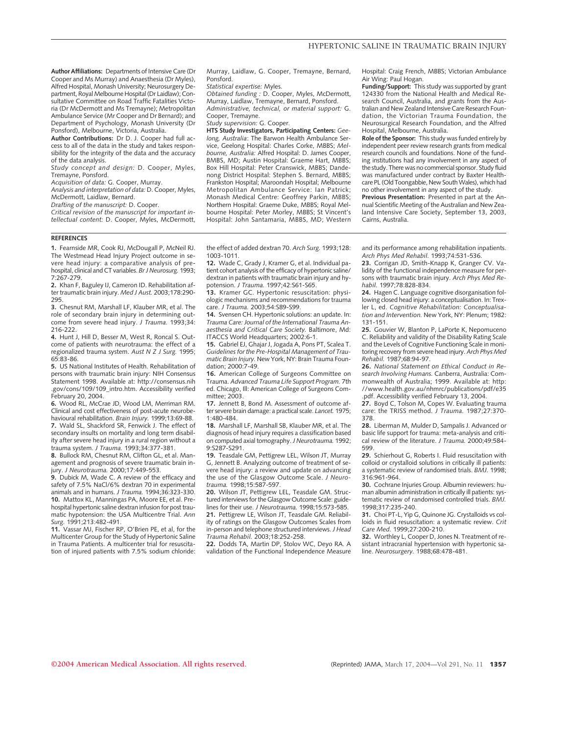**Author Affiliations:** Departments of Intensive Care (Dr Cooper and Ms Murray) and Anaesthesia (Dr Myles), Alfred Hospital, Monash University; Neurosurgery Department, Royal Melbourne Hospital (Dr Laidlaw); Consultative Committee on Road Traffic Fatalities Victoria (Dr McDermott and Ms Tremayne); Metropolitan Ambulance Service (Mr Cooper and Dr Bernard); and Department of Psychology, Monash University (Dr Ponsford), Melbourne, Victoria, Australia.

**Author Contributions:** Dr D. J. Cooper had full access to all of the data in the study and takes responsibility for the integrity of the data and the accuracy of the data analysis.

*Study concept and design:* D. Cooper, Myles, Tremayne, Ponsford.

*Acquisition of data:* G. Cooper, Murray.

*Analysis and interpretation of data:* D. Cooper, Myles, McDermott, Laidlaw, Bernard.

*Drafting of the manuscript:* D. Cooper.

*Critical revision of the manuscript for important intellectual content:* D. Cooper, Myles, McDermott, Murray, Laidlaw, G. Cooper, Tremayne, Bernard, Ponsford.

*Statistical expertise:* Myles.

*Obtained funding :* D. Cooper, Myles, McDermott, Murray, Laidlaw, Tremayne, Bernard, Ponsford.

*Administrative, technical, or material support:* G. Cooper, Tremayne.

*Study supervision:* G. Cooper.

**HTS Study Investigators, Participating Centers:** *Geelong, Australia*: The Barwon Health Ambulance Service, Geelong Hospital: Charles Corke, MBBS; *Melbourne, Australia:* Alfred Hospital: D. James Cooper, BMBS, MD; Austin Hospital: Graeme Hart, MBBS; Box Hill Hospital: Peter Cranswick, MBBS; Dandenong District Hospital: Stephen S. Bernard, MBBS; Frankston Hospital; Maroondah Hospital; Melbourne Metropolitan Ambulance Service: Ian Patrick; Monash Medical Centre: Geoffrey Parkin, MBBS; Northern Hospital: Graeme Duke, MBBS; Royal Melbourne Hospital: Peter Morley, MBBS; St Vincent's Hospital: John Santamaria, MBBS, MD; Western Hospital: Craig French, MBBS; Victorian Ambulance Air Wing: Paul Hogan.

**Funding/Support:** This study was supported by grant 124330 from the National Health and Medical Research Council, Australia, and grants from the Australian and New Zealand Intensive Care Research Foundation, the Victorian Trauma Foundation, the Neurosurgical Research Foundation, and the Alfred Hospital, Melbourne, Australia.

**Role of the Sponsor:** This study was funded entirely by independent peer review research grants from medical research councils and foundations. None of the funding institutions had any involvement in any aspect of the study. There was no commercial sponsor. Study fluid was manufactured under contract by Baxter Healthcare PL (Old Toongabbie, New South Wales), which had no other involvement in any aspect of the study.

**Previous Presentation:** Presented in part at the Annual Scientific Meeting of the Australian and New Zealand Intensive Care Society, September 13, 2003, Cairns, Australia.

## REFERENCES

1. Fearnside MR, Cook RJ, McDougall P, McNeil RJ. The Westmead Head Injury Project outcome in severe head injury: a comparative analysis of prehospital, clinical and CT variables. *Br J Neurosurg.* 1993; 7:267-279.
2. Khan F, Baguley IJ, Cameron ID. Rehabilitation after traumatic brain injury. *Med J Aust.* 2003;178:290-295.
3. Chesnut RM, Marshall LF, Klauber MR, et al. The role of secondary brain injury in determining outcome from severe head injury. *J Trauma.* 1993;34: 216-222.
4. Hunt J, Hill D, Besser M, West R, Roncal S. Outcome of patients with neurotrauma: the effect of a regionalized trauma system. *Aust N Z J Surg.* 1995; 65:83-86.
5. US National Institutes of Health. Rehabilitation of persons with traumatic brain injury: NIH Consensus Statement 1998. Available at: http://consensus.nih.gov/cons/109/109_intro.htm. Accessibility verified February 20, 2004.
6. Wood RL, McCrae JD, Wood LM, Merriman RM. Clinical and cost effectiveness of post-acute neurobehavioural rehabilitation. *Brain Injury.* 1999;13:69-88.
7. Wald SL, Shackford SR, Fenwick J. The effect of secondary insults on mortality and long term disability after severe head injury in a rural region without a trauma system. *J Trauma.* 1993;34:377-381.
8. Bullock RM, Chesnut RM, Clifton GL, et al. Management and prognosis of severe traumatic brain injury. *J Neurotrauma.* 2000;17:449-553.
9. Dubick M, Wade C. A review of the efficacy and safety of 7.5% NaCl/6% dextran 70 in experimental animals and in humans. *J Trauma.* 1994;36:323-330.
10. Mattox KL, Manningas PA, Moore EE, et al. Prehospital hypertonic saline dextran infusion for post traumatic hypotension: the USA Multicentre Trial. *Ann Surg.* 1991;213:482-491.
11. Vassar MJ, Fischer RP, O'Brien PE, et al, for the Multicenter Group for the Study of Hypertonic Saline in Trauma Patients. A multicenter trial for resuscitation of injured patients with 7.5% sodium chloride: the effect of added dextran 70. *Arch Surg.* 1993;128: 1003-1011.
12. Wade C, Grady J, Kramer G, et al. Individual patient cohort analysis of the efficacy of hypertonic saline/dextran in patients with traumatic brain injury and hypotension. *J Trauma.* 1997;42:S61-S65.
13. Kramer GC. Hypertonic resuscitation: physiologic mechanisms and recommendations for trauma care. *J Trauma.* 2003;54:S89-S99.
14. Svensen CH. Hypertonic solutions: an update. In: *Trauma Care: Journal of the International Trauma Anaesthesia and Critical Care Society.* Baltimore, Md: ITACCS World Headquarters; 2002:6-1.
15. Gabriel EJ, Ghajar J, Jogada A, Pons PT, Scalea T. *Guidelines for the Pre-Hospital Management of Traumatic Brain Injury.* New York, NY: Brain Trauma Foundation; 2000:7-49.
16. American College of Surgeons Committee on Trauma. *Advanced Trauma Life Support Program.* 7th ed. Chicago, Ill: American College of Surgeons Committee; 2003.
17. Jennett B, Bond M. Assessment of outcome after severe brain damage: a practical scale. *Lancet.* 1975; 1:480-484.
18. Marshall LF, Marshall SB, Klauber MR, et al. The diagnosis of head injury requires a classification based on computed axial tomography. *J Neurotrauma.* 1992; 9:S287-S291.
19. Teasdale GM, Pettigrew LEL, Wilson JT, Murray G, Jennett B. Analyzing outcome of treatment of severe head injury: a review and update on advancing the use of the Glasgow Outcome Scale. *J Neurotrauma.* 1998;15:587-597.
20. Wilson JT, Pettigrew LEL, Teasdale GM. Structured interviews for the Glasgow Outcome Scale: guidelines for their use. *J Neurotrauma.* 1998;15:573-585.
21. Pettigrew LE, Wilson JT, Teasdale GM. Reliability of ratings on the Glasgow Outcomes Scales from in-person and telephone structured interviews. *J Head Trauma Rehabil.* 2003;18:252-258.
22. Dodds TA, Martin DP, Stolov WC, Deyo RA. A validation of the Functional Independence Measure and its performance among rehabilitation inpatients. *Arch Phys Med Rehabil.* 1993;74:531-536.
23. Corrigan JD, Smith-Knapp K, Granger CV. Validity of the functional independence measure for persons with traumatic brain injury. *Arch Phys Med Rehabil.* 1997;78:828-834.
24. Hagen C. Language cognitive disorganisation following closed head injury: a conceptualisation. In: Trexler L, ed. *Cognitive Rehabilitation: Conceptualisation and Intervention.* New York, NY: Plenum; 1982: 131-151.
25. Gouvier W, Blanton P, LaPorte K, Nepomuceno C. Reliability and validity of the Disability Rating Scale and the Levels of Cognitive Functioning Scale in monitoring recovery from severe head injury. *Arch Phys Med Rehabil.* 1987;68:94-97.
26. *National Statement on Ethical Conduct in Research Involving Humans.* Canberra, Australia: Commonwealth of Australia; 1999. Available at: http://www.health.gov.au/nhmrc/publications/pdf/e35.pdf. Accessibility verified February 13, 2004.
27. Boyd C, Tolson M, Copes W. Evaluating trauma care: the TRISS method. *J Trauma.* 1987;27:370-378.
28. Liberman M, Mulder D, Sampalis J. Advanced or basic life support for trauma: meta-analysis and critical review of the literature. *J Trauma.* 2000;49:584-599.
29. Schierhout G, Roberts I. Fluid resuscitation with colloid or crystalloid solutions in critically ill patients: a systematic review of randomised trials. *BMJ.* 1998; 316:961-964.
30. Cochrane Injuries Group. Albumin reviewers: human albumin administration in critically ill patients: systematic review of randomised controlled trials. *BMJ.* 1998;317:235-240.
31. Choi PT-L, Yip G, Quinone JG. Crystalloids vs colloids in fluid resuscitation: a systematic review. *Crit Care Med.* 1999;27:200-210.
32. Worthley L, Cooper D, Jones N. Treatment of resistant intracranial hypertension with hypertonic saline. *Neurosurgery.* 1988;68:478-481.